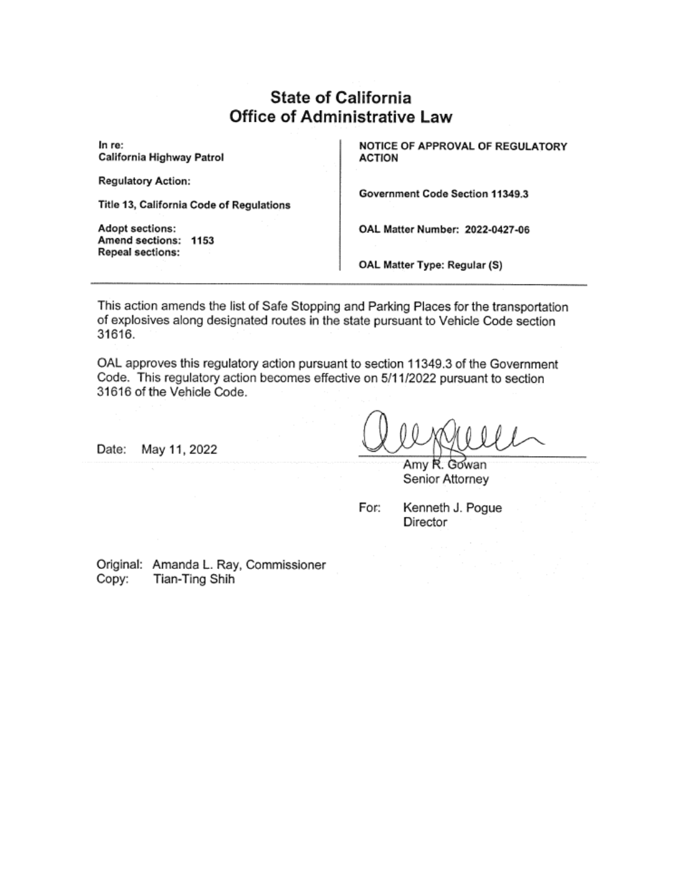# State of California
# Office of Administrative Law

**In re:**
**California Highway Patrol**

**Regulatory Action:**

**Title 13, California Code of Regulations**

**Adopt sections:**
**Amend sections: 1153**
**Repeal sections:**

**NOTICE OF APPROVAL OF REGULATORY ACTION**

**Government Code Section 11349.3**

**OAL Matter Number: 2022-0427-06**

**OAL Matter Type: Regular (S)**

---

This action amends the list of Safe Stopping and Parking Places for the transportation of explosives along designated routes in the state pursuant to Vehicle Code section 31616.

OAL approves this regulatory action pursuant to section 11349.3 of the Government Code. This regulatory action becomes effective on 5/11/2022 pursuant to section 31616 of the Vehicle Code.

Date: May 11, 2022

Amy R. Gowan
Senior Attorney

For: Kenneth J. Pogue
Director

Original: Amanda L. Ray, Commissioner
Copy: Tian-Ting Shih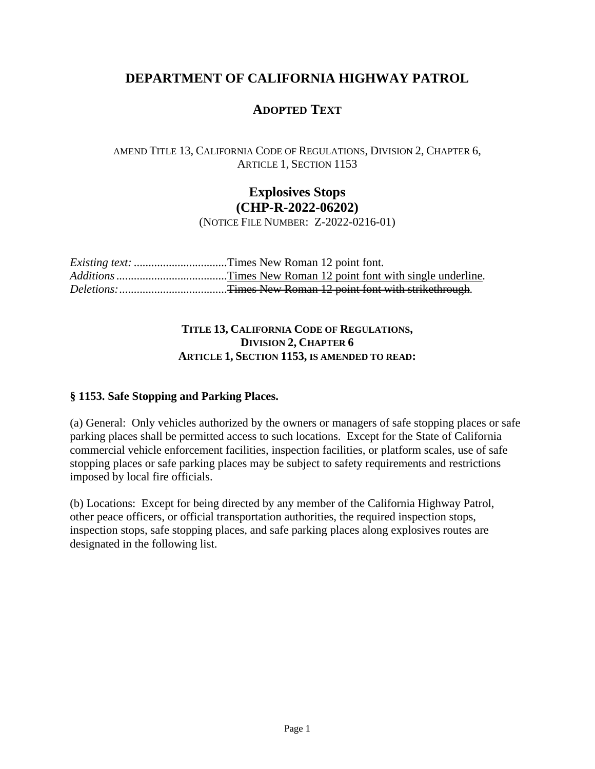# DEPARTMENT OF CALIFORNIA HIGHWAY PATROL

## ADOPTED TEXT

AMEND TITLE 13, CALIFORNIA CODE OF REGULATIONS, DIVISION 2, CHAPTER 6, ARTICLE 1, SECTION 1153

## Explosives Stops
## (CHP-R-2022-06202)

(NOTICE FILE NUMBER: Z-2022-0216-01)

*Existing text:* ................................Times New Roman 12 point font.
*Additions* ......................................<u>Times New Roman 12 point font with single underline</u>.
*Deletions:* .....................................~~Times New Roman 12 point font with strikethrough~~.

**TITLE 13, CALIFORNIA CODE OF REGULATIONS,
DIVISION 2, CHAPTER 6
ARTICLE 1, SECTION 1153, IS AMENDED TO READ:**

### § 1153. Safe Stopping and Parking Places.

(a) General: Only vehicles authorized by the owners or managers of safe stopping places or safe parking places shall be permitted access to such locations. Except for the State of California commercial vehicle enforcement facilities, inspection facilities, or platform scales, use of safe stopping places or safe parking places may be subject to safety requirements and restrictions imposed by local fire officials.

(b) Locations: Except for being directed by any member of the California Highway Patrol, other peace officers, or official transportation authorities, the required inspection stops, inspection stops, safe stopping places, and safe parking places along explosives routes are designated in the following list.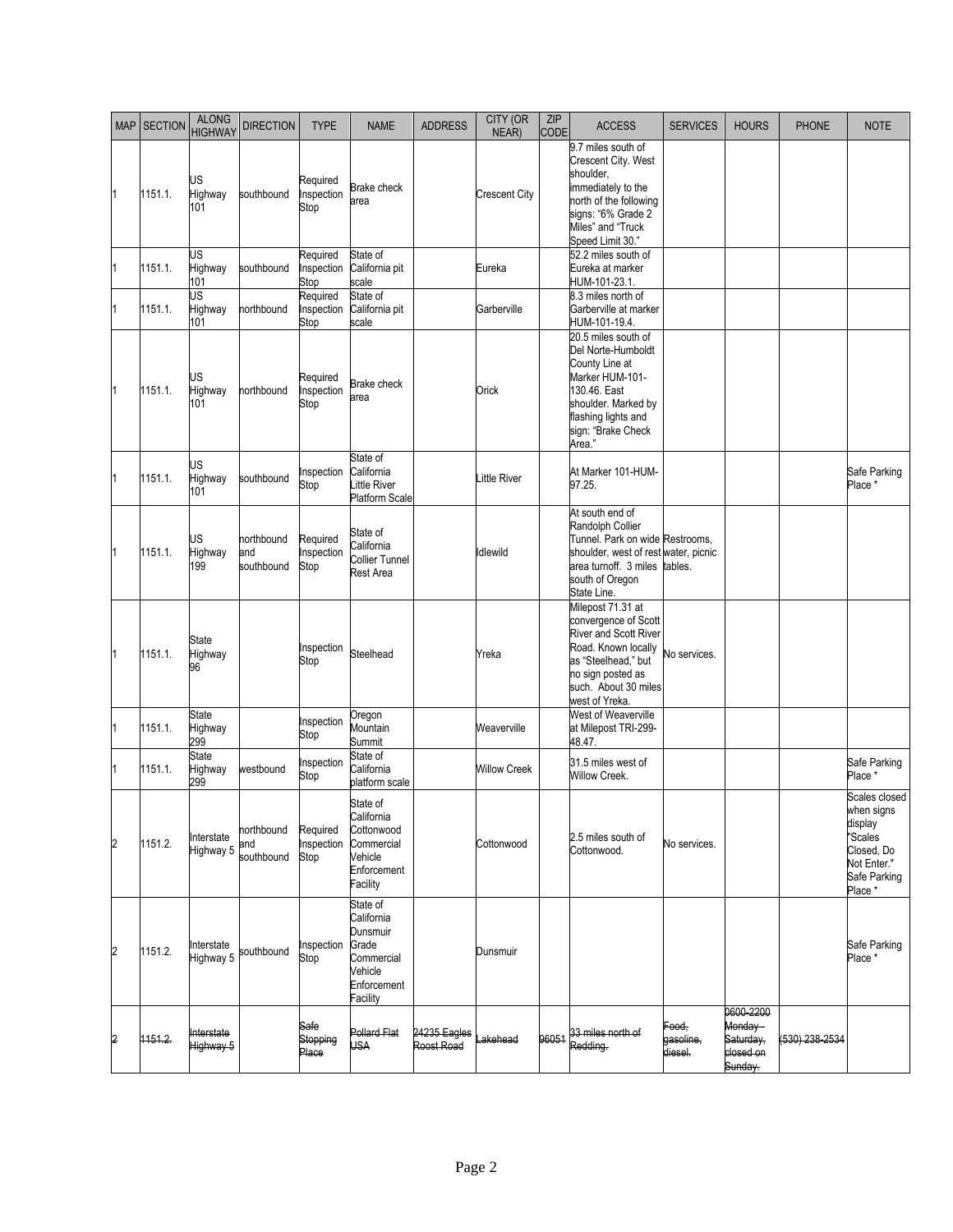| MAP | SECTION | ALONG HIGHWAY | DIRECTION | TYPE | NAME | ADDRESS | CITY (OR NEAR) | ZIP CODE | ACCESS | SERVICES | HOURS | PHONE | NOTE |
|---|---|---|---|---|---|---|---|---|---|---|---|---|---|
| 1 | 1151.1. | US Highway 101 | southbound | Required Inspection Stop | Brake check area | | Crescent City | | 9.7 miles south of Crescent City. West shoulder, immediately to the north of the following signs: "6% Grade 2 Miles" and "Truck Speed Limit 30." | | | | |
| 1 | 1151.1. | US Highway 101 | southbound | Required Inspection Stop | State of California pit scale | | Eureka | | 52.2 miles south of Eureka at marker HUM-101-23.1. | | | | |
| 1 | 1151.1. | US Highway 101 | northbound | Required Inspection Stop | State of California pit scale | | Garberville | | 8.3 miles north of Garberville at marker HUM-101-19.4. | | | | |
| 1 | 1151.1. | US Highway 101 | northbound | Required Inspection Stop | Brake check area | | Orick | | 20.5 miles south of Del Norte-Humboldt County Line at Marker HUM-101-130.46. East shoulder. Marked by flashing lights and sign: "Brake Check Area." | | | | |
| 1 | 1151.1. | US Highway 101 | southbound | Inspection Stop | State of California Little River Platform Scale | | Little River | | At Marker 101-HUM-97.25. | | | | Safe Parking Place * |
| 1 | 1151.1. | US Highway 199 | northbound and southbound | Required Inspection Stop | State of California Collier Tunnel Rest Area | | Idlewild | | At south end of Randolph Collier Tunnel. Park on wide shoulder, west of rest area turnoff. 3 miles south of Oregon State Line. | Restrooms, water, picnic tables. | | | |
| 1 | 1151.1. | State Highway 96 | | Inspection Stop | Steelhead | | Yreka | | Milepost 71.31 at convergence of Scott River and Scott River Road. Known locally as "Steelhead," but no sign posted as such. About 30 miles west of Yreka. | No services. | | | |
| 1 | 1151.1. | State Highway 299 | | Inspection Stop | Oregon Mountain Summit | | Weaverville | | West of Weaverville at Milepost TRI-299-48.47. | | | | |
| 1 | 1151.1. | State Highway 299 | westbound | Inspection Stop | State of California platform scale | | Willow Creek | | 31.5 miles west of Willow Creek. | | | | Safe Parking Place * |
| 2 | 1151.2. | Interstate Highway 5 | northbound and southbound | Required Inspection Stop | State of California Cottonwood Commercial Vehicle Enforcement Facility | | Cottonwood | | 2.5 miles south of Cottonwood. | No services. | | | Scales closed when signs display "Scales Closed, Do Not Enter." Safe Parking Place * |
| 2 | 1151.2. | Interstate Highway 5 | southbound | Inspection Stop | State of California Dunsmuir Grade Commercial Vehicle Enforcement Facility | | Dunsmuir | | | | | | Safe Parking Place * |
| ~~2~~ | ~~1151.2.~~ | ~~Interstate Highway 5~~ | | ~~Safe Stopping Place~~ | ~~Pollard Flat USA~~ | ~~24235 Eagles Roost Road~~ | ~~Lakehead~~ | ~~96051~~ | ~~33 miles north of Redding.~~ | ~~Food, gasoline, diesel.~~ | ~~0600-2200 Monday-Saturday, closed on Sunday.~~ | ~~(530) 238-2534~~ | |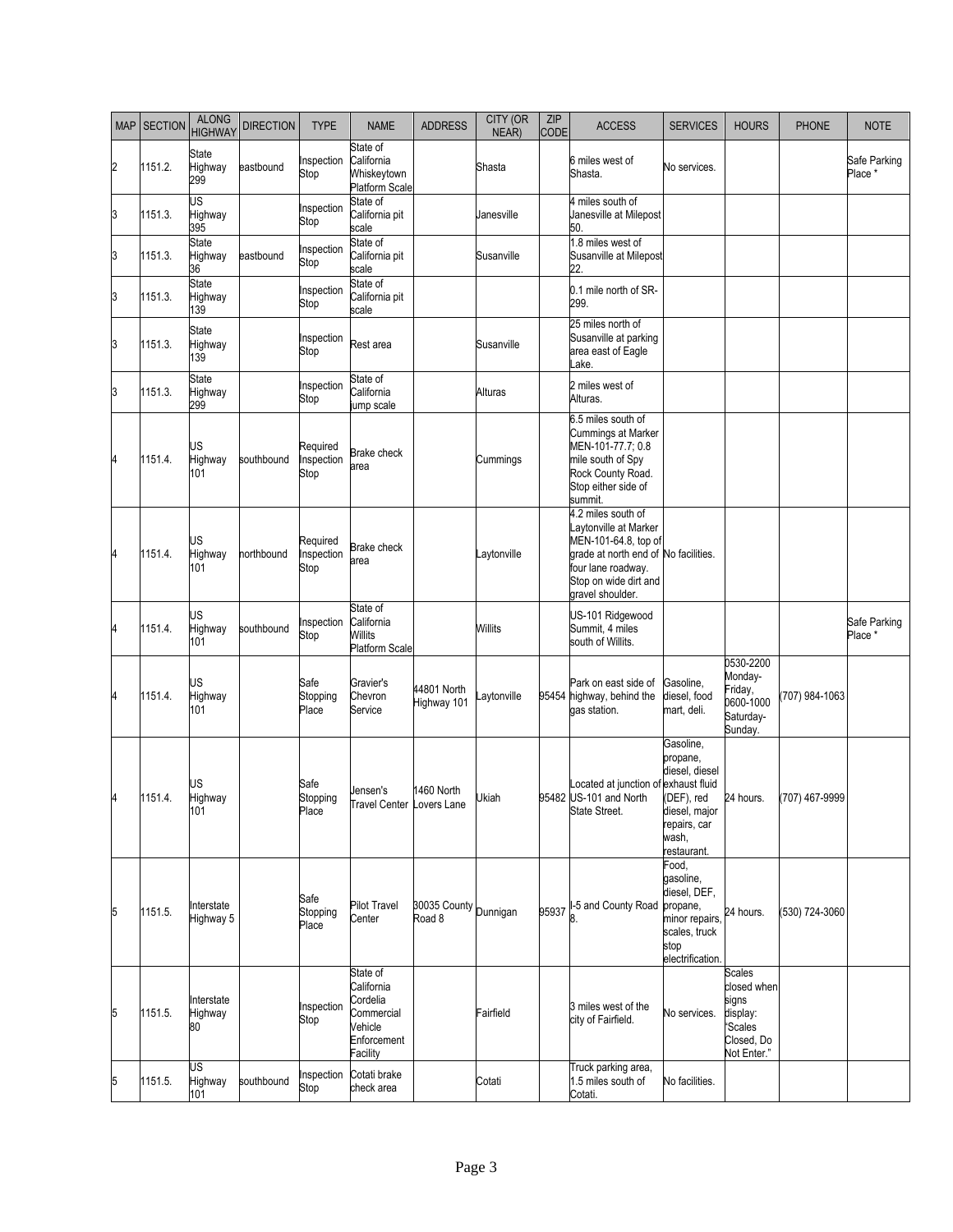| MAP | SECTION | ALONG HIGHWAY | DIRECTION | TYPE | NAME | ADDRESS | CITY (OR NEAR) | ZIP CODE | ACCESS | SERVICES | HOURS | PHONE | NOTE |
|---|---|---|---|---|---|---|---|---|---|---|---|---|---|
| 2 | 1151.2. | State Highway 299 | eastbound | Inspection Stop | State of California Whiskeytown Platform Scale | | Shasta | | 6 miles west of Shasta. | No services. | | | Safe Parking Place * |
| 3 | 1151.3. | US Highway 395 | | Inspection Stop | State of California pit scale | | Janesville | | 4 miles south of Janesville at Milepost 50. | | | | |
| 3 | 1151.3. | State Highway 36 | eastbound | Inspection Stop | State of California pit scale | | Susanville | | 1.8 miles west of Susanville at Milepost 22. | | | | |
| 3 | 1151.3. | State Highway 139 | | Inspection Stop | State of California pit scale | | | | 0.1 mile north of SR-299. | | | | |
| 3 | 1151.3. | State Highway 139 | | Inspection Stop | Rest area | | Susanville | | 25 miles north of Susanville at parking area east of Eagle Lake. | | | | |
| 3 | 1151.3. | State Highway 299 | | Inspection Stop | State of California jump scale | | Alturas | | 2 miles west of Alturas. | | | | |
| 4 | 1151.4. | US Highway 101 | southbound | Required Inspection Stop | Brake check area | | Cummings | | 6.5 miles south of Cummings at Marker MEN-101-77.7; 0.8 mile south of Spy Rock County Road. Stop either side of summit. | | | | |
| 4 | 1151.4. | US Highway 101 | northbound | Required Inspection Stop | Brake check area | | Laytonville | | 4.2 miles south of Laytonville at Marker MEN-101-64.8, top of grade at north end of four lane roadway. Stop on wide dirt and gravel shoulder. | No facilities. | | | |
| 4 | 1151.4. | US Highway 101 | southbound | Inspection Stop | State of California Willits Platform Scale | | Willits | | US-101 Ridgewood Summit, 4 miles south of Willits. | | | | Safe Parking Place * |
| 4 | 1151.4. | US Highway 101 | | Safe Stopping Place | Gravier's Chevron Service | 44801 North Highway 101 | Laytonville | 95454 | Park on east side of highway, behind the gas station. | Gasoline, diesel, food mart, deli. | 0530-2200 Monday-Friday, 0600-1000 Saturday-Sunday. | (707) 984-1063 | |
| 4 | 1151.4. | US Highway 101 | | Safe Stopping Place | Jensen's Travel Center | 1460 North Lovers Lane | Ukiah | 95482 | Located at junction of US-101 and North State Street. | Gasoline, propane, diesel, diesel exhaust fluid (DEF), red diesel, major repairs, car wash, restaurant. | 24 hours. | (707) 467-9999 | |
| 5 | 1151.5. | Interstate Highway 5 | | Safe Stopping Place | Pilot Travel Center | 30035 County Road 8 | Dunnigan | 95937 | I-5 and County Road 8. | Food, gasoline, diesel, DEF, propane, minor repairs, scales, truck stop electrification. | 24 hours. | (530) 724-3060 | |
| 5 | 1151.5. | Interstate Highway 80 | | Inspection Stop | State of California Cordelia Commercial Vehicle Enforcement Facility | | Fairfield | | 3 miles west of the city of Fairfield. | No services. | Scales closed when signs display: "Scales Closed, Do Not Enter." | | |
| 5 | 1151.5. | US Highway 101 | southbound | Inspection Stop | Cotati brake check area | | Cotati | | Truck parking area, 1.5 miles south of Cotati. | No facilities. | | | |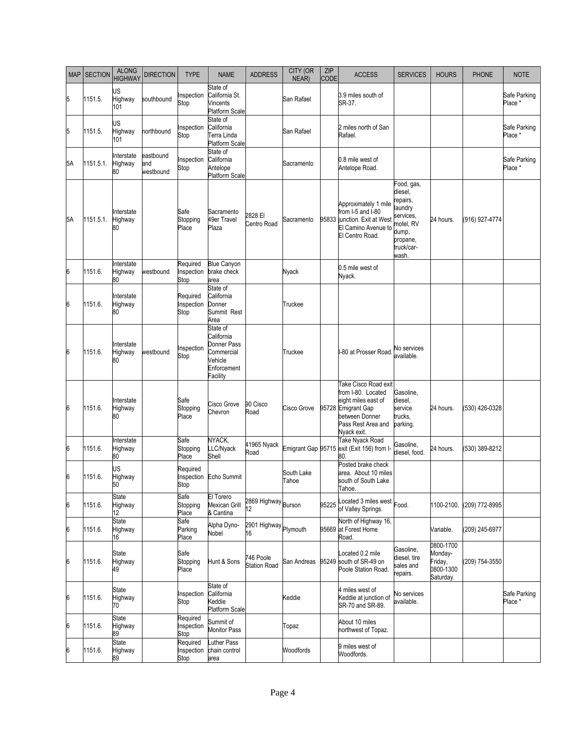| MAP | SECTION | ALONG HIGHWAY | DIRECTION | TYPE | NAME | ADDRESS | CITY (OR NEAR) | ZIP CODE | ACCESS | SERVICES | HOURS | PHONE | NOTE |
|---|---|---|---|---|---|---|---|---|---|---|---|---|---|
| 5 | 1151.5. | US Highway 101 | southbound | Inspection Stop | State of California St. Vincents Platform Scale | | San Rafael | | 3.9 miles south of SR-37. | | | | Safe Parking Place * |
| 5 | 1151.5. | US Highway 101 | northbound | Inspection Stop | State of California Terra Linda Platform Scale | | San Rafael | | 2 miles north of San Rafael. | | | | Safe Parking Place * |
| 5A | 1151.5.1. | Interstate Highway 80 | eastbound and westbound | Inspection Stop | State of California Antelope Platform Scale | | Sacramento | | 0.8 mile west of Antelope Road. | | | | Safe Parking Place * |
| 5A | 1151.5.1. | Interstate Highway 80 | | Safe Stopping Place | Sacramento 49er Travel Plaza | 2828 El Centro Road | Sacramento | 95833 | Approximately 1 mile from I-5 and I-80 junction. Exit at West El Camino Avenue to El Centro Road. | Food, gas, diesel, repairs, laundry services, motel, RV dump, propane, truck/car-wash. | 24 hours. | (916) 927-4774 | |
| 6 | 1151.6. | Interstate Highway 80 | westbound | Required Inspection Stop | Blue Canyon brake check area | | Nyack | | 0.5 mile west of Nyack. | | | | |
| 6 | 1151.6. | Interstate Highway 80 | | Required Inspection Stop | State of California Donner Summit Rest Area | | Truckee | | | | | | |
| 6 | 1151.6. | Interstate Highway 80 | westbound | Inspection Stop | State of California Donner Pass Commercial Vehicle Enforcement Facility | | Truckee | | I-80 at Prosser Road. | No services available. | | | |
| 6 | 1151.6. | Interstate Highway 80 | | Safe Stopping Place | Cisco Grove Chevron | 90 Cisco Road | Cisco Grove | 95728 | Take Cisco Road exit from I-80. Located eight miles east of Emigrant Gap between Donner Pass Rest Area and Nyack exit. | Gasoline, diesel, service trucks, parking. | 24 hours. | (530) 426-0328 | |
| 6 | 1151.6. | Interstate Highway 80 | | Safe Stopping Place | NYACK, LLC/Nyack Shell | 41965 Nyack Road | Emigrant Gap | 95715 | Take Nyack Road exit (Exit 156) from I-80. | Gasoline, diesel, food. | 24 hours. | (530) 389-8212 | |
| 6 | 1151.6. | US Highway 50 | | Required Inspection Stop | Echo Summit | | South Lake Tahoe | | Posted brake check area. About 10 miles south of South Lake Tahoe. | | | | |
| 6 | 1151.6. | State Highway 12 | | Safe Stopping Place | El Torero Mexican Grill & Cantina | 2869 Highway 12 | Burson | 95225 | Located 3 miles west of Valley Springs. | Food. | 1100-2100. | (209) 772-8995 | |
| 6 | 1151.6. | State Highway 16 | | Safe Parking Place | Alpha Dyno-Nobel | 2901 Highway 16 | Plymouth | 95669 | North of Highway 16, at Forest Home Road. | | Variable. | (209) 245-6977 | |
| 6 | 1151.6. | State Highway 49 | | Safe Stopping Place | Hunt & Sons | 746 Poole Station Road | San Andreas | 95249 | Located 0.2 mile south of SR-49 on Poole Station Road. | Gasoline, diesel, tire sales and repairs. | 0800-1700 Monday-Friday, 0800-1300 Saturday. | (209) 754-3550 | |
| 6 | 1151.6. | State Highway 70 | | Inspection Stop | State of California Keddie Platform Scale | | Keddie | | 4 miles west of Keddie at junction of SR-70 and SR-89. | No services available. | | | Safe Parking Place * |
| 6 | 1151.6. | State Highway 89 | | Required Inspection Stop | Summit of Monitor Pass | | Topaz | | About 10 miles northwest of Topaz. | | | | |
| 6 | 1151.6. | State Highway 89 | | Required Inspection Stop | Luther Pass chain control area | | Woodfords | | 9 miles west of Woodfords. | | | | |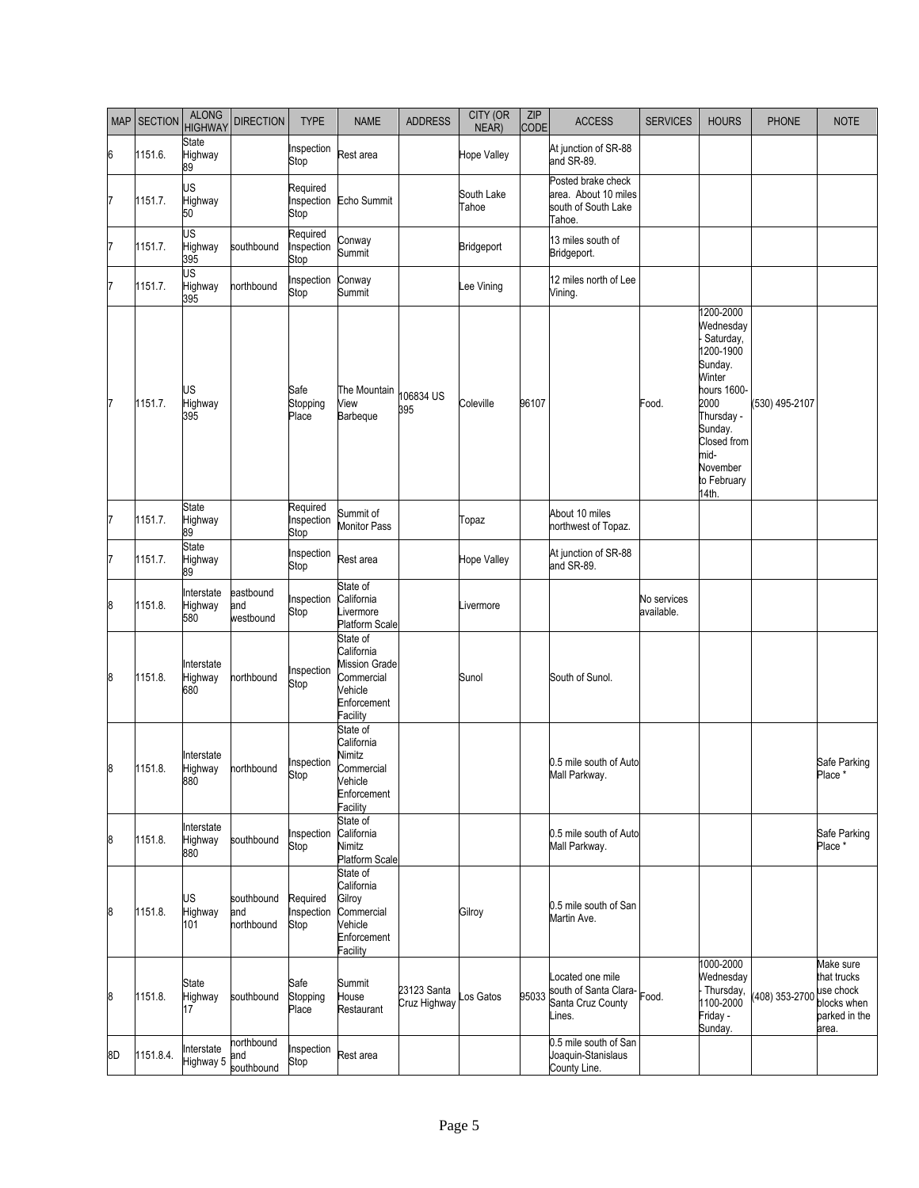| MAP | SECTION | ALONG HIGHWAY | DIRECTION | TYPE | NAME | ADDRESS | CITY (OR NEAR) | ZIP CODE | ACCESS | SERVICES | HOURS | PHONE | NOTE |
|---|---|---|---|---|---|---|---|---|---|---|---|---|---|
| 6 | 1151.6. | State Highway 89 | | Inspection Stop | Rest area | | Hope Valley | | At junction of SR-88 and SR-89. | | | | |
| 7 | 1151.7. | US Highway 50 | | Required Inspection Stop | Echo Summit | | South Lake Tahoe | | Posted brake check area. About 10 miles south of South Lake Tahoe. | | | | |
| 7 | 1151.7. | US Highway 395 | southbound | Required Inspection Stop | Conway Summit | | Bridgeport | | 13 miles south of Bridgeport. | | | | |
| 7 | 1151.7. | US Highway 395 | northbound | Inspection Stop | Conway Summit | | Lee Vining | | 12 miles north of Lee Vining. | | | | |
| 7 | 1151.7. | US Highway 395 | | Safe Stopping Place | The Mountain View Barbeque | 106834 US 395 | Coleville | 96107 | | Food. | 1200-2000 Wednesday - Saturday, 1200-1900 Sunday. Winter hours 1600-2000 Thursday - Sunday. Closed from mid-November to February 14th. | (530) 495-2107 | |
| 7 | 1151.7. | State Highway 89 | | Required Inspection Stop | Summit of Monitor Pass | | Topaz | | About 10 miles northwest of Topaz. | | | | |
| 7 | 1151.7. | State Highway 89 | | Inspection Stop | Rest area | | Hope Valley | | At junction of SR-88 and SR-89. | | | | |
| 8 | 1151.8. | Interstate Highway 580 | eastbound and westbound | Inspection Stop | State of California Livermore Platform Scale | | Livermore | | | No services available. | | | |
| 8 | 1151.8. | Interstate Highway 680 | northbound | Inspection Stop | State of California Mission Grade Commercial Vehicle Enforcement Facility | | Sunol | | South of Sunol. | | | | |
| 8 | 1151.8. | Interstate Highway 880 | northbound | Inspection Stop | State of California Nimitz Commercial Vehicle Enforcement Facility | | | | 0.5 mile south of Auto Mall Parkway. | | | | Safe Parking Place * |
| 8 | 1151.8. | Interstate Highway 880 | southbound | Inspection Stop | State of California Nimitz Platform Scale | | | | 0.5 mile south of Auto Mall Parkway. | | | | Safe Parking Place * |
| 8 | 1151.8. | US Highway 101 | southbound and northbound | Required Inspection Stop | State of California Gilroy Commercial Vehicle Enforcement Facility | | Gilroy | | 0.5 mile south of San Martin Ave. | | | | |
| 8 | 1151.8. | State Highway 17 | southbound | Safe Stopping Place | Summit House Restaurant | 23123 Santa Cruz Highway | Los Gatos | 95033 | Located one mile south of Santa Clara-Santa Cruz County Lines. | Food. | 1000-2000 Wednesday - Thursday, 1100-2000 Friday - Sunday. | (408) 353-2700 | Make sure that trucks use chock blocks when parked in the area. |
| 8D | 1151.8.4. | Interstate Highway 5 | northbound and southbound | Inspection Stop | Rest area | | | | 0.5 mile south of San Joaquin-Stanislaus County Line. | | | | |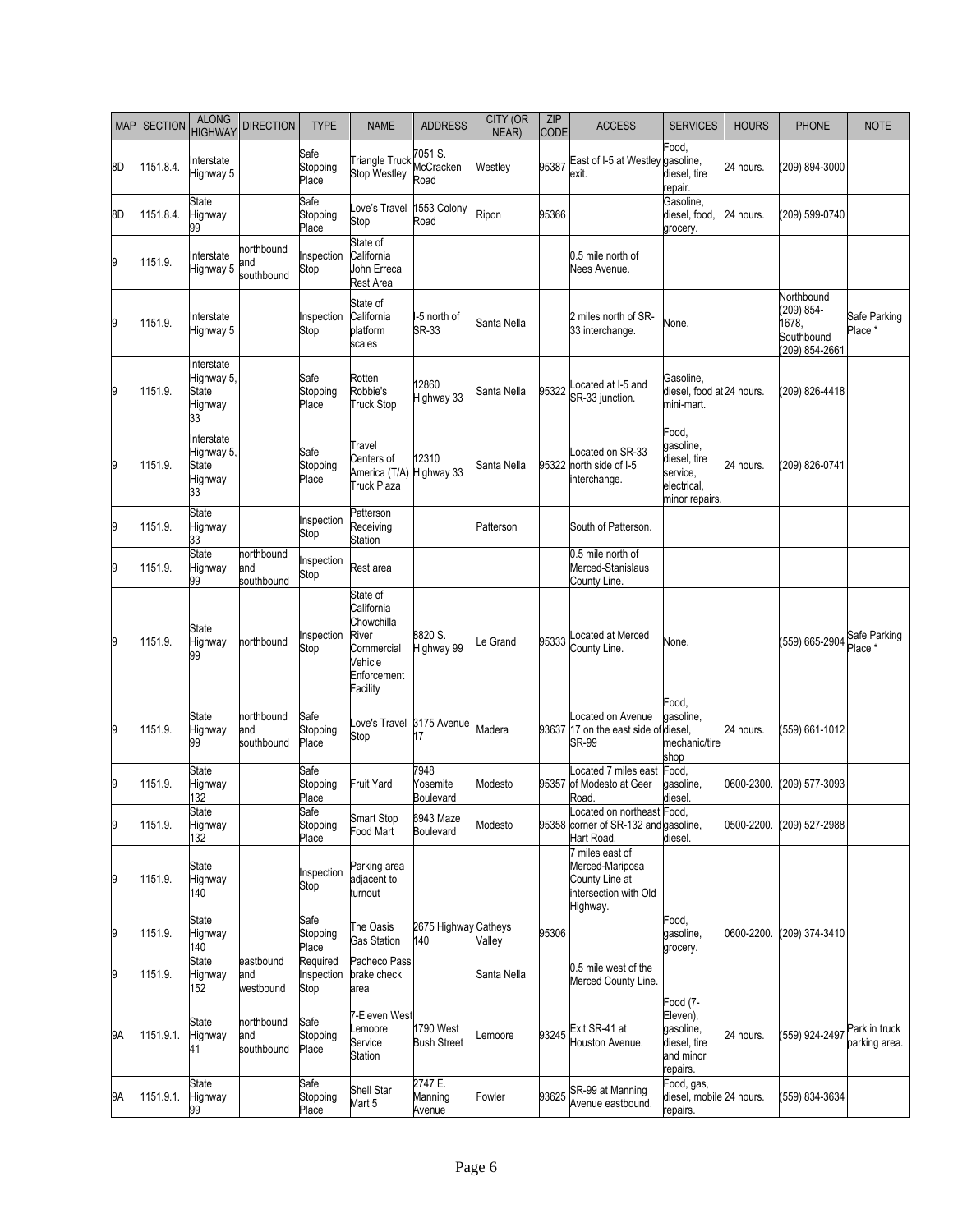| MAP | SECTION | ALONG HIGHWAY | DIRECTION | TYPE | NAME | ADDRESS | CITY (OR NEAR) | ZIP CODE | ACCESS | SERVICES | HOURS | PHONE | NOTE |
|---|---|---|---|---|---|---|---|---|---|---|---|---|---|
| 8D | 1151.8.4. | Interstate Highway 5 | | Safe Stopping Place | Triangle Truck Stop Westley | 7051 S. McCracken Road | Westley | 95387 | East of I-5 at Westley exit. | Food, gasoline, diesel, tire repair. | 24 hours. | (209) 894-3000 | |
| 8D | 1151.8.4. | State Highway 99 | | Safe Stopping Place | Love's Travel Stop | 1553 Colony Road | Ripon | 95366 | | Gasoline, diesel, food, grocery. | 24 hours. | (209) 599-0740 | |
| 9 | 1151.9. | Interstate Highway 5 | northbound and southbound | Inspection Stop | State of California John Erreca Rest Area | | | | 0.5 mile north of Nees Avenue. | | | | |
| 9 | 1151.9. | Interstate Highway 5 | | Inspection Stop | State of California platform scales | I-5 north of SR-33 | Santa Nella | | 2 miles north of SR-33 interchange. | None. | | Northbound (209) 854-1678, Southbound (209) 854-2661 | Safe Parking Place * |
| 9 | 1151.9. | Interstate Highway 5, State Highway 33 | | Safe Stopping Place | Rotten Robbie's Truck Stop | 12860 Highway 33 | Santa Nella | 95322 | Located at I-5 and SR-33 junction. | Gasoline, diesel, food at mini-mart. | 24 hours. | (209) 826-4418 | |
| 9 | 1151.9. | Interstate Highway 5, State Highway 33 | | Safe Stopping Place | Travel Centers of America (T/A) Truck Plaza | 12310 Highway 33 | Santa Nella | 95322 | Located on SR-33 north side of I-5 interchange. | Food, gasoline, diesel, tire service, electrical, minor repairs. | 24 hours. | (209) 826-0741 | |
| 9 | 1151.9. | State Highway 33 | | Inspection Stop | Patterson Receiving Station | | Patterson | | South of Patterson. | | | | |
| 9 | 1151.9. | State Highway 99 | northbound and southbound | Inspection Stop | Rest area | | | | 0.5 mile north of Merced-Stanislaus County Line. | | | | |
| 9 | 1151.9. | State Highway 99 | northbound | Inspection Stop | State of California Chowchilla River Commercial Vehicle Enforcement Facility | 8820 S. Highway 99 | Le Grand | 95333 | Located at Merced County Line. | None. | | (559) 665-2904 | Safe Parking Place * |
| 9 | 1151.9. | State Highway 99 | northbound and southbound | Safe Stopping Place | Love's Travel Stop | 3175 Avenue 17 | Madera | 93637 | Located on Avenue 17 on the east side of SR-99 | Food, gasoline, diesel, mechanic/tire shop | 24 hours. | (559) 661-1012 | |
| 9 | 1151.9. | State Highway 132 | | Safe Stopping Place | Fruit Yard | 7948 Yosemite Boulevard | Modesto | 95357 | Located 7 miles east of Modesto at Geer Road. | Food, gasoline, diesel. | 0600-2300. | (209) 577-3093 | |
| 9 | 1151.9. | State Highway 132 | | Safe Stopping Place | Smart Stop Food Mart | 6943 Maze Boulevard | Modesto | 95358 | Located on northeast corner of SR-132 and Hart Road. | Food, gasoline, diesel. | 0500-2200. | (209) 527-2988 | |
| 9 | 1151.9. | State Highway 140 | | Inspection Stop | Parking area adjacent to turnout | | | | 7 miles east of Merced-Mariposa County Line at intersection with Old Highway. | | | | |
| 9 | 1151.9. | State Highway 140 | | Safe Stopping Place | The Oasis Gas Station | 2675 Highway 140 | Catheys Valley | 95306 | | Food, gasoline, grocery. | 0600-2200. | (209) 374-3410 | |
| 9 | 1151.9. | State Highway 152 | eastbound and westbound | Required Inspection Stop | Pacheco Pass brake check area | | Santa Nella | | 0.5 mile west of the Merced County Line. | | | | |
| 9A | 1151.9.1. | State Highway 41 | northbound and southbound | Safe Stopping Place | 7-Eleven West Lemoore Service Station | 1790 West Bush Street | Lemoore | 93245 | Exit SR-41 at Houston Avenue. | Food (7-Eleven), gasoline, diesel, tire and minor repairs. | 24 hours. | (559) 924-2497 | Park in truck parking area. |
| 9A | 1151.9.1. | State Highway 99 | | Safe Stopping Place | Shell Star Mart 5 | 2747 E. Manning Avenue | Fowler | 93625 | SR-99 at Manning Avenue eastbound. | Food, gas, diesel, mobile repairs. | 24 hours. | (559) 834-3634 | |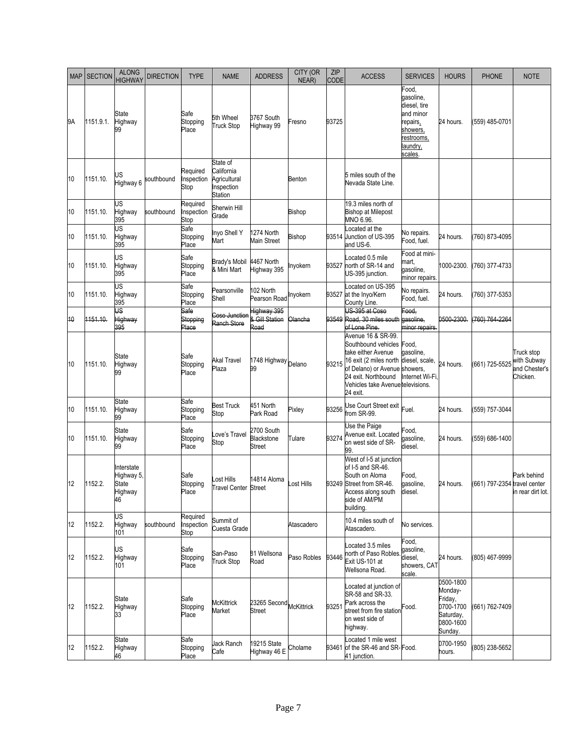| MAP | SECTION | ALONG HIGHWAY | DIRECTION | TYPE | NAME | ADDRESS | CITY (OR NEAR) | ZIP CODE | ACCESS | SERVICES | HOURS | PHONE | NOTE |
|---|---|---|---|---|---|---|---|---|---|---|---|---|---|
| 9A | 1151.9.1. | State Highway 99 | | Safe Stopping Place | 5th Wheel Truck Stop | 3767 South Highway 99 | Fresno | 93725 | | Food, gasoline, diesel, tire and minor repairs, showers, restrooms, laundry, scales. | 24 hours. | (559) 485-0701 | |
| 10 | 1151.10. | US Highway 6 | southbound | Required Inspection Stop | State of California Agricultural Inspection Station | | Benton | | 5 miles south of the Nevada State Line. | | | | |
| 10 | 1151.10. | US Highway 395 | southbound | Required Inspection Stop | Sherwin Hill Grade | | Bishop | | 19.3 miles north of Bishop at Milepost MNO 6.96. | | | | |
| 10 | 1151.10. | US Highway 395 | | Safe Stopping Place | Inyo Shell Y Mart | 1274 North Main Street | Bishop | 93514 | Located at the Junction of US-395 and US-6. | No repairs. Food, fuel. | 24 hours. | (760) 873-4095 | |
| 10 | 1151.10. | US Highway 395 | | Safe Stopping Place | Brady's Mobil & Mini Mart | 4467 North Highway 395 | Inyokern | 93527 | Located 0.5 mile north of SR-14 and US-395 junction. | Food at mini-mart, gasoline, minor repairs. | 1000-2300. | (760) 377-4733 | |
| 10 | 1151.10. | US Highway 395 | | Safe Stopping Place | Pearsonville Shell | 102 North Pearson Road | Inyokern | 93527 | Located on US-395 at the Inyo/Kern County Line. | No repairs. Food, fuel. | 24 hours. | (760) 377-5353 | |
| ~~10~~ | ~~1151.10.~~ | ~~US Highway 395~~ | | ~~Safe Stopping Place~~ | ~~Coso Junction Ranch Store~~ | ~~Highway 395 & Gill Station Road~~ | ~~Olancha~~ | ~~93549~~ | ~~US-395 at Coso Road, 30 miles south of Lone Pine.~~ | ~~Food, gasoline, minor repairs.~~ | ~~0500-2300.~~ | ~~(760) 764-2264~~ | |
| 10 | 1151.10. | State Highway 99 | | Safe Stopping Place | Akal Travel Plaza | 1748 Highway 99 | Delano | 93215 | Avenue 16 & SR-99. Southbound vehicles take either Avenue 16 exit (2 miles north of Delano) or Avenue 24 exit. Northbound Vehicles take Avenue 24 exit. | Food, gasoline, diesel, scale, showers, Internet Wi-Fi, televisions. | 24 hours. | (661) 725-5525 | Truck stop with Subway and Chester's Chicken. |
| 10 | 1151.10. | State Highway 99 | | Safe Stopping Place | Best Truck Stop | 451 North Park Road | Pixley | 93256 | Use Court Street exit from SR-99. | Fuel. | 24 hours. | (559) 757-3044 | |
| 10 | 1151.10. | State Highway 99 | | Safe Stopping Place | Love's Travel Stop | 2700 South Blackstone Street | Tulare | 93274 | Use the Paige Avenue exit. Located on west side of SR-99. | Food, gasoline, diesel. | 24 hours. | (559) 686-1400 | |
| 12 | 1152.2. | Interstate Highway 5, State Highway 46 | | Safe Stopping Place | Lost Hills Travel Center | 14814 Aloma Street | Lost Hills | 93249 | West of I-5 at junction of I-5 and SR-46. South on Aloma Street from SR-46. Access along south side of AM/PM building. | Food, gasoline, diesel. | 24 hours. | (661) 797-2354 | Park behind travel center in rear dirt lot. |
| 12 | 1152.2. | US Highway 101 | southbound | Required Inspection Stop | Summit of Cuesta Grade | | Atascadero | | 10.4 miles south of Atascadero. | No services. | | | |
| 12 | 1152.2. | US Highway 101 | | Safe Stopping Place | San-Paso Truck Stop | 81 Wellsona Road | Paso Robles | 93446 | Located 3.5 miles north of Paso Robles. Exit US-101 at Wellsona Road. | Food, gasoline, diesel, showers, CAT scale. | 24 hours. | (805) 467-9999 | |
| 12 | 1152.2. | State Highway 33 | | Safe Stopping Place | McKittrick Market | 23265 Second Street | McKittrick | 93251 | Located at junction of SR-58 and SR-33. Park across the street from fire station on west side of highway. | Food. | 0500-1800 Monday-Friday, 0700-1700 Saturday, 0800-1600 Sunday. | (661) 762-7409 | |
| 12 | 1152.2. | State Highway 46 | | Safe Stopping Place | Jack Ranch Cafe | 19215 State Highway 46 E | Cholame | 93461 | Located 1 mile west of the SR-46 and SR-41 junction. | Food. | 0700-1950 hours. | (805) 238-5652 | |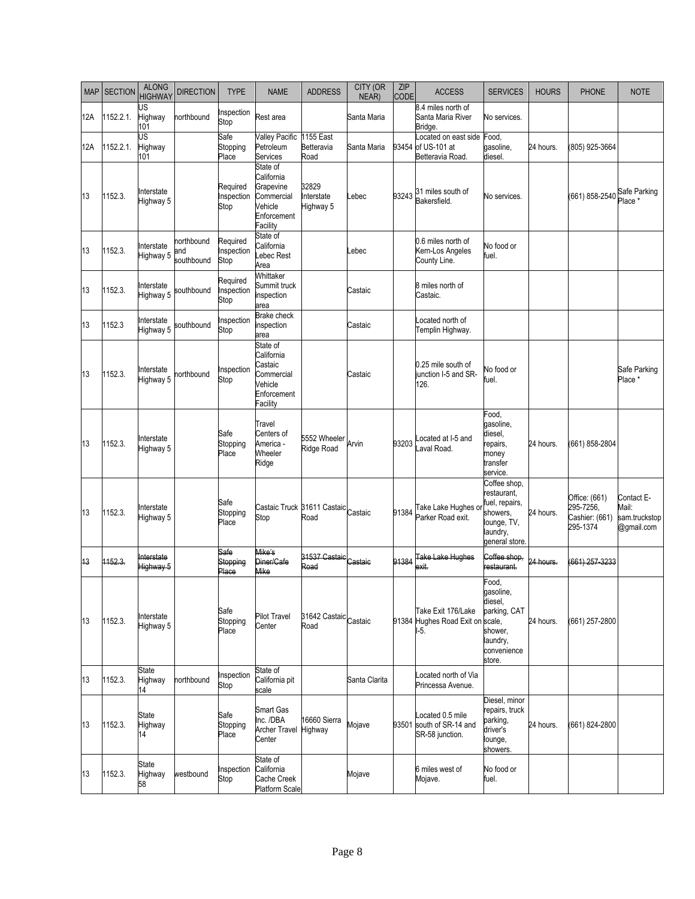| MAP | SECTION | ALONG HIGHWAY | DIRECTION | TYPE | NAME | ADDRESS | CITY (OR NEAR) | ZIP CODE | ACCESS | SERVICES | HOURS | PHONE | NOTE |
|---|---|---|---|---|---|---|---|---|---|---|---|---|---|
| 12A | 1152.2.1. | US Highway 101 | northbound | Inspection Stop | Rest area | | Santa Maria | | 8.4 miles north of Santa Maria River Bridge. | No services. | | | |
| 12A | 1152.2.1. | US Highway 101 | | Safe Stopping Place | Valley Pacific Petroleum Services | 1155 East Betteravia Road | Santa Maria | 93454 | Located on east side of US-101 at Betteravia Road. | Food, gasoline, diesel. | 24 hours. | (805) 925-3664 | |
| 13 | 1152.3. | Interstate Highway 5 | | Required Inspection Stop | State of California Grapevine Commercial Vehicle Enforcement Facility | 32829 Interstate Highway 5 | Lebec | 93243 | 31 miles south of Bakersfield. | No services. | | (661) 858-2540 | Safe Parking Place * |
| 13 | 1152.3. | Interstate Highway 5 | northbound and southbound | Required Inspection Stop | State of California Lebec Rest Area | | Lebec | | 0.6 miles north of Kern-Los Angeles County Line. | No food or fuel. | | | |
| 13 | 1152.3. | Interstate Highway 5 | southbound | Required Inspection Stop | Whittaker Summit truck inspection area | | Castaic | | 8 miles north of Castaic. | | | | |
| 13 | 1152.3 | Interstate Highway 5 | southbound | Inspection Stop | Brake check inspection area | | Castaic | | Located north of Templin Highway. | | | | |
| 13 | 1152.3. | Interstate Highway 5 | northbound | Inspection Stop | State of California Castaic Commercial Vehicle Enforcement Facility | | Castaic | | 0.25 mile south of junction I-5 and SR-126. | No food or fuel. | | | Safe Parking Place * |
| 13 | 1152.3. | Interstate Highway 5 | | Safe Stopping Place | Travel Centers of America - Wheeler Ridge | 5552 Wheeler Ridge Road | Arvin | 93203 | Located at I-5 and Laval Road. | Food, gasoline, diesel, repairs, money transfer service. | 24 hours. | (661) 858-2804 | |
| 13 | 1152.3. | Interstate Highway 5 | | Safe Stopping Place | Castaic Truck Stop | 31611 Castaic Road | Castaic | 91384 | Take Lake Hughes or Parker Road exit. | Coffee shop, restaurant, fuel, repairs, showers, lounge, TV, laundry, general store. | 24 hours. | Office: (661) 295-7256, Cashier: (661) 295-1374 | Contact E-Mail: sam.truckstop@gmail.com |
| ~~13~~ | ~~1152.3.~~ | ~~Interstate Highway 5~~ | | ~~Safe Stopping Place~~ | ~~Mike's Diner/Cafe Mike~~ | ~~31537 Castaic Road~~ | ~~Castaic~~ | ~~91384~~ | ~~Take Lake Hughes exit.~~ | ~~Coffee shop, restaurant.~~ | ~~24 hours.~~ | ~~(661) 257-3233~~ | |
| 13 | 1152.3. | Interstate Highway 5 | | Safe Stopping Place | Pilot Travel Center | 31642 Castaic Road | Castaic | 91384 | Take Exit 176/Lake Hughes Road Exit on I-5. | Food, gasoline, diesel, parking, CAT scale, shower, laundry, convenience store. | 24 hours. | (661) 257-2800 | |
| 13 | 1152.3. | State Highway 14 | northbound | Inspection Stop | State of California pit scale | | Santa Clarita | | Located north of Via Princessa Avenue. | | | | |
| 13 | 1152.3. | State Highway 14 | | Safe Stopping Place | Smart Gas Inc. /DBA Archer Travel Center | 16660 Sierra Highway | Mojave | 93501 | Located 0.5 mile south of SR-14 and SR-58 junction. | Diesel, minor repairs, truck parking, driver's lounge, showers. | 24 hours. | (661) 824-2800 | |
| 13 | 1152.3. | State Highway 58 | westbound | Inspection Stop | State of California Cache Creek Platform Scale | | Mojave | | 6 miles west of Mojave. | No food or fuel. | | | |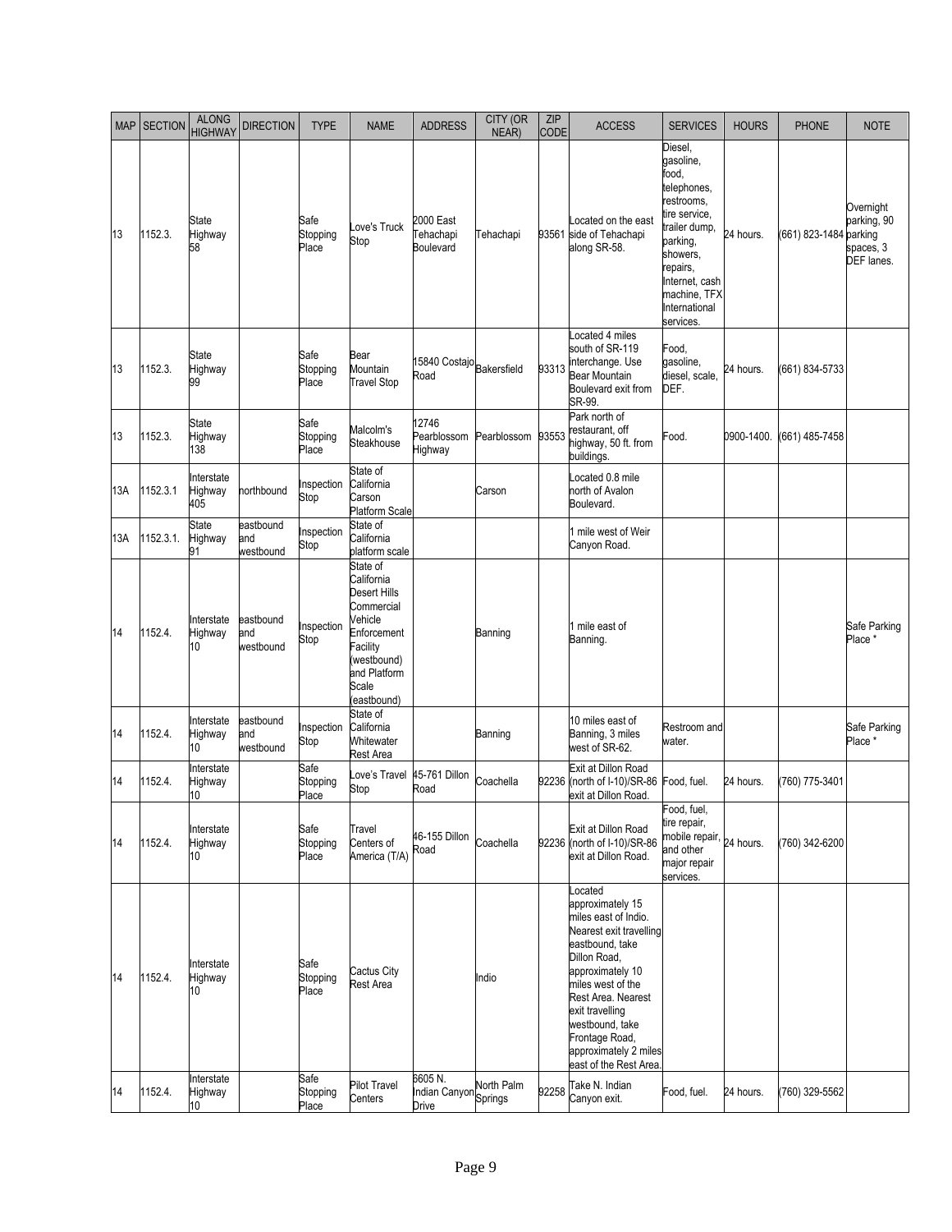| MAP | SECTION | ALONG HIGHWAY | DIRECTION | TYPE | NAME | ADDRESS | CITY (OR NEAR) | ZIP CODE | ACCESS | SERVICES | HOURS | PHONE | NOTE |
|---|---|---|---|---|---|---|---|---|---|---|---|---|---|
| 13 | 1152.3. | State Highway 58 | | Safe Stopping Place | Love's Truck Stop | 2000 East Tehachapi Boulevard | Tehachapi | 93561 | Located on the east side of Tehachapi along SR-58. | Diesel, gasoline, food, telephones, restrooms, tire service, trailer dump, parking, showers, repairs, Internet, cash machine, TFX International services. | 24 hours. | (661) 823-1484 | Overnight parking, 90 parking spaces, 3 DEF lanes. |
| 13 | 1152.3. | State Highway 99 | | Safe Stopping Place | Bear Mountain Travel Stop | 15840 Costajo Road | Bakersfield | 93313 | Located 4 miles south of SR-119 interchange. Use Bear Mountain Boulevard exit from SR-99. | Food, gasoline, diesel, scale, DEF. | 24 hours. | (661) 834-5733 | |
| 13 | 1152.3. | State Highway 138 | | Safe Stopping Place | Malcolm's Steakhouse | 12746 Pearblossom Highway | Pearblossom | 93553 | Park north of restaurant, off highway, 50 ft. from buildings. | Food. | 0900-1400. | (661) 485-7458 | |
| 13A | 1152.3.1 | Interstate Highway 405 | northbound | Inspection Stop | State of California Carson Platform Scale | | Carson | | Located 0.8 mile north of Avalon Boulevard. | | | | |
| 13A | 1152.3.1. | State Highway 91 | eastbound and westbound | Inspection Stop | State of California platform scale | | | | 1 mile west of Weir Canyon Road. | | | | |
| 14 | 1152.4. | Interstate Highway 10 | eastbound and westbound | Inspection Stop | State of California Desert Hills Commercial Vehicle Enforcement Facility (westbound) and Platform Scale (eastbound) | | Banning | | 1 mile east of Banning. | | | | Safe Parking Place * |
| 14 | 1152.4. | Interstate Highway 10 | eastbound and westbound | Inspection Stop | State of California Whitewater Rest Area | | Banning | | 10 miles east of Banning, 3 miles west of SR-62. | Restroom and water. | | | Safe Parking Place * |
| 14 | 1152.4. | Interstate Highway 10 | | Safe Stopping Place | Love's Travel Stop | 45-761 Dillon Road | Coachella | 92236 | Exit at Dillon Road (north of I-10)/SR-86 exit at Dillon Road. | Food, fuel. | 24 hours. | (760) 775-3401 | |
| 14 | 1152.4. | Interstate Highway 10 | | Safe Stopping Place | Travel Centers of America (T/A) | 46-155 Dillon Road | Coachella | 92236 | Exit at Dillon Road (north of I-10)/SR-86 exit at Dillon Road. | Food, fuel, tire repair, mobile repair, and other major repair services. | 24 hours. | (760) 342-6200 | |
| 14 | 1152.4. | Interstate Highway 10 | | Safe Stopping Place | Cactus City Rest Area | | Indio | | Located approximately 15 miles east of Indio. Nearest exit travelling eastbound, take Dillon Road, approximately 10 miles west of the Rest Area. Nearest exit travelling westbound, take Frontage Road, approximately 2 miles east of the Rest Area. | | | | |
| 14 | 1152.4. | Interstate Highway 10 | | Safe Stopping Place | Pilot Travel Centers | 6605 N. Indian Canyon Drive | North Palm Springs | 92258 | Take N. Indian Canyon exit. | Food, fuel. | 24 hours. | (760) 329-5562 | |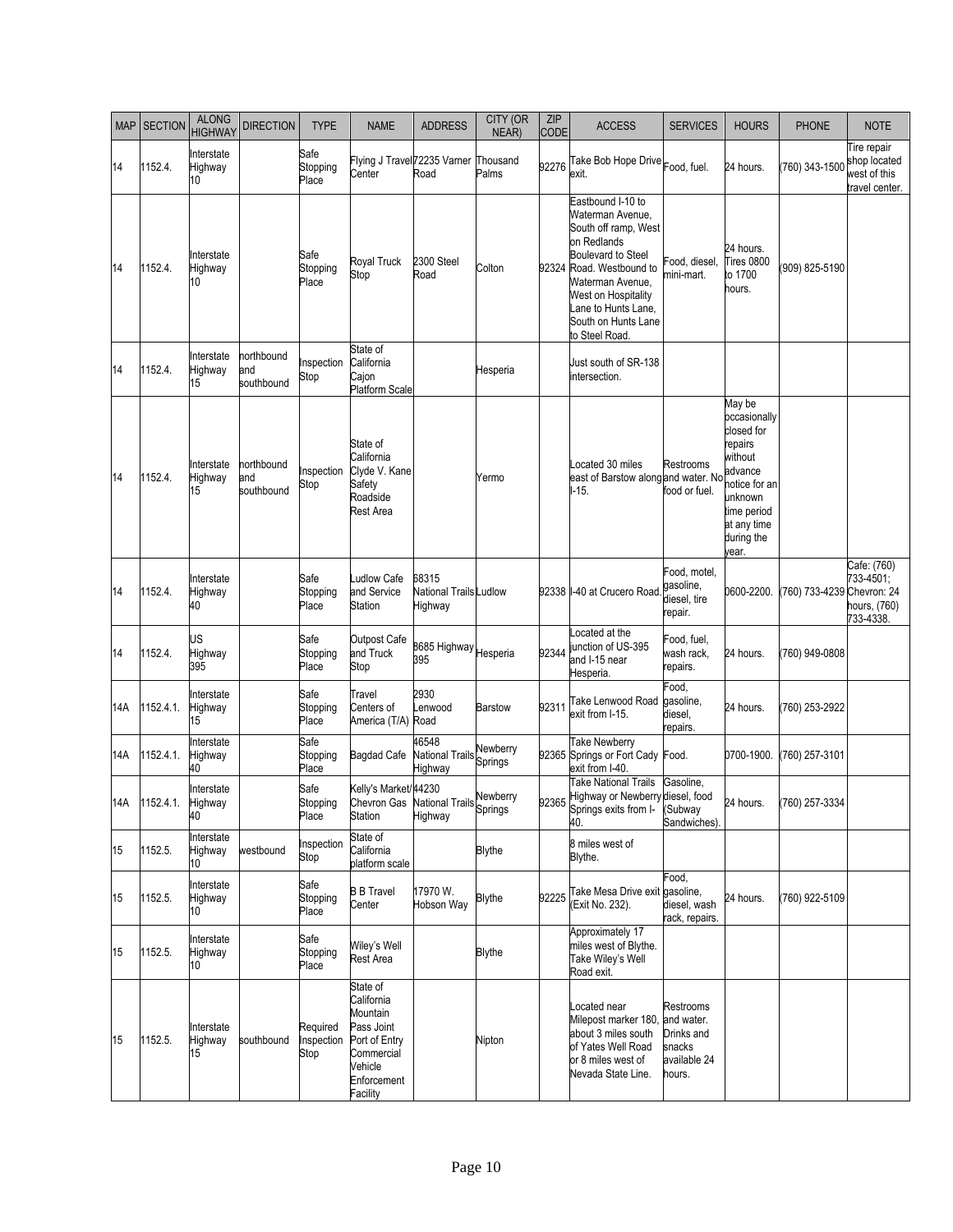| MAP | SECTION | ALONG HIGHWAY | DIRECTION | TYPE | NAME | ADDRESS | CITY (OR NEAR) | ZIP CODE | ACCESS | SERVICES | HOURS | PHONE | NOTE |
|---|---|---|---|---|---|---|---|---|---|---|---|---|---|
| 14 | 1152.4. | Interstate Highway 10 | | Safe Stopping Place | Flying J Travel Center | 72235 Varner Road | Thousand Palms | 92276 | Take Bob Hope Drive exit. | Food, fuel. | 24 hours. | (760) 343-1500 | Tire repair shop located west of this travel center. |
| 14 | 1152.4. | Interstate Highway 10 | | Safe Stopping Place | Royal Truck Stop | 2300 Steel Road | Colton | 92324 | Eastbound I-10 to Waterman Avenue, South off ramp, West on Redlands Boulevard to Steel Road. Westbound to Waterman Avenue, West on Hospitality Lane to Hunts Lane, South on Hunts Lane to Steel Road. | Food, diesel, mini-mart. | 24 hours. Tires 0800 to 1700 hours. | (909) 825-5190 | |
| 14 | 1152.4. | Interstate Highway 15 | northbound and southbound | Inspection Stop | State of California Cajon Platform Scale | | Hesperia | | Just south of SR-138 intersection. | | | | |
| 14 | 1152.4. | Interstate Highway 15 | northbound and southbound | Inspection Stop | State of California Clyde V. Kane Safety Roadside Rest Area | | Yermo | | Located 30 miles east of Barstow along I-15. | Restrooms and water. No food or fuel. | May be occasionally closed for repairs without advance notice for an unknown time period at any time during the year. | | |
| 14 | 1152.4. | Interstate Highway 40 | | Safe Stopping Place | Ludlow Cafe and Service Station | 68315 National Trails Highway | Ludlow | 92338 | I-40 at Crucero Road. | Food, motel, gasoline, diesel, tire repair. | 0600-2200. | (760) 733-4239 | Cafe: (760) 733-4501; Chevron: 24 hours, (760) 733-4338. |
| 14 | 1152.4. | US Highway 395 | | Safe Stopping Place | Outpost Cafe and Truck Stop | 8685 Highway 395 | Hesperia | 92344 | Located at the junction of US-395 and I-15 near Hesperia. | Food, fuel, wash rack, repairs. | 24 hours. | (760) 949-0808 | |
| 14A | 1152.4.1. | Interstate Highway 15 | | Safe Stopping Place | Travel Centers of America (T/A) | 2930 Lenwood Road | Barstow | 92311 | Take Lenwood Road exit from I-15. | Food, gasoline, diesel, repairs. | 24 hours. | (760) 253-2922 | |
| 14A | 1152.4.1. | Interstate Highway 40 | | Safe Stopping Place | Bagdad Cafe | 46548 National Trails Highway | Newberry Springs | 92365 | Take Newberry Springs or Fort Cady exit from I-40. | Food. | 0700-1900. | (760) 257-3101 | |
| 14A | 1152.4.1. | Interstate Highway 40 | | Safe Stopping Place | Kelly's Market/ Chevron Gas Station | 44230 National Trails Highway | Newberry Springs | 92365 | Take National Trails Highway or Newberry Springs exits from I-40. | Gasoline, diesel, food (Subway Sandwiches). | 24 hours. | (760) 257-3334 | |
| 15 | 1152.5. | Interstate Highway 10 | westbound | Inspection Stop | State of California platform scale | | Blythe | | 8 miles west of Blythe. | | | | |
| 15 | 1152.5. | Interstate Highway 10 | | Safe Stopping Place | B B Travel Center | 17970 W. Hobson Way | Blythe | 92225 | Take Mesa Drive exit (Exit No. 232). | Food, gasoline, diesel, wash rack, repairs. | 24 hours. | (760) 922-5109 | |
| 15 | 1152.5. | Interstate Highway 10 | | Safe Stopping Place | Wiley's Well Rest Area | | Blythe | | Approximately 17 miles west of Blythe. Take Wiley's Well Road exit. | | | | |
| 15 | 1152.5. | Interstate Highway 15 | southbound | Required Inspection Stop | State of California Mountain Pass Joint Port of Entry Commercial Vehicle Enforcement Facility | | Nipton | | Located near Milepost marker 180, about 3 miles south of Yates Well Road or 8 miles west of Nevada State Line. | Restrooms and water. Drinks and snacks available 24 hours. | | | |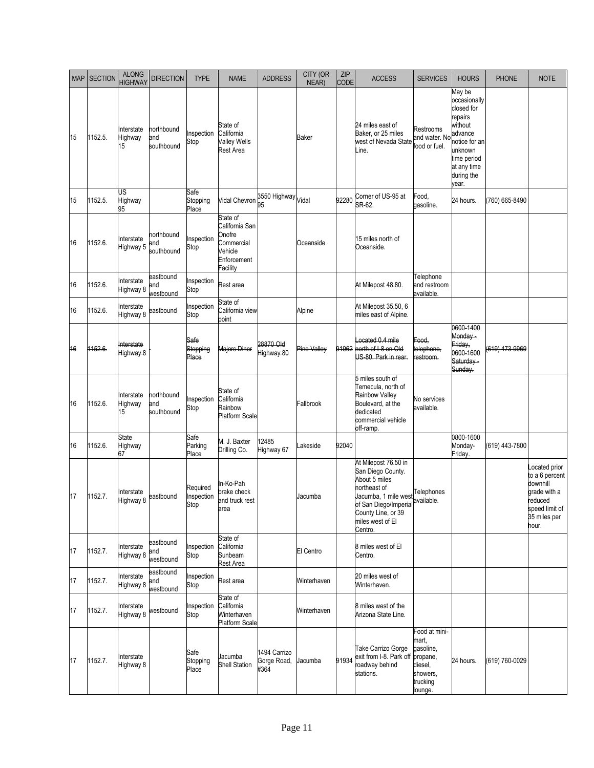| MAP | SECTION | ALONG HIGHWAY | DIRECTION | TYPE | NAME | ADDRESS | CITY (OR NEAR) | ZIP CODE | ACCESS | SERVICES | HOURS | PHONE | NOTE |
|---|---|---|---|---|---|---|---|---|---|---|---|---|---|
| 15 | 1152.5. | Interstate Highway 15 | northbound and southbound | Inspection Stop | State of California Valley Wells Rest Area | | Baker | | 24 miles east of Baker, or 25 miles west of Nevada State Line. | Restrooms and water. No food or fuel. | May be occasionally closed for repairs without advance notice for an unknown time period at any time during the year. | | |
| 15 | 1152.5. | US Highway 95 | | Safe Stopping Place | Vidal Chevron | 3550 Highway 95 | Vidal | 92280 | Corner of US-95 at SR-62. | Food, gasoline. | 24 hours. | (760) 665-8490 | |
| 16 | 1152.6. | Interstate Highway 5 | northbound and southbound | Inspection Stop | State of California San Onofre Commercial Vehicle Enforcement Facility | | Oceanside | | 15 miles north of Oceanside. | | | | |
| 16 | 1152.6. | Interstate Highway 8 | eastbound and westbound | Inspection Stop | Rest area | | | | At Milepost 48.80. | Telephone and restroom available. | | | |
| 16 | 1152.6. | Interstate Highway 8 | eastbound | Inspection Stop | State of California view point | | Alpine | | At Milepost 35.50, 6 miles east of Alpine. | | | | |
| ~~16~~ | ~~1152.6.~~ | ~~Interstate Highway 8~~ | | ~~Safe Stopping Place~~ | ~~Majors Diner~~ | ~~28870 Old Highway 80~~ | ~~Pine Valley~~ | ~~91962~~ | ~~Located 0.4 mile north of I-8 on Old US-80. Park in rear.~~ | ~~Food, telephone, restroom.~~ | ~~0600-1400 Monday - Friday, 0600-1600 Saturday - Sunday.~~ | ~~(619) 473-9969~~ | |
| 16 | 1152.6. | Interstate Highway 15 | northbound and southbound | Inspection Stop | State of California Rainbow Platform Scale | | Fallbrook | | 5 miles south of Temecula, north of Rainbow Valley Boulevard, at the dedicated commercial vehicle off-ramp. | No services available. | | | |
| 16 | 1152.6. | State Highway 67 | | Safe Parking Place | M. J. Baxter Drilling Co. | 12485 Highway 67 | Lakeside | 92040 | | | 0800-1600 Monday-Friday. | (619) 443-7800 | |
| 17 | 1152.7. | Interstate Highway 8 | eastbound | Required Inspection Stop | In-Ko-Pah brake check and truck rest area | | Jacumba | | At Milepost 76.50 in San Diego County. About 5 miles northeast of Jacumba, 1 mile west of San Diego/Imperial County Line, or 39 miles west of El Centro. | Telephones available. | | | Located prior to a 6 percent downhill grade with a reduced speed limit of 35 miles per hour. |
| 17 | 1152.7. | Interstate Highway 8 | eastbound and westbound | Inspection Stop | State of California Sunbeam Rest Area | | El Centro | | 8 miles west of El Centro. | | | | |
| 17 | 1152.7. | Interstate Highway 8 | eastbound and westbound | Inspection Stop | Rest area | | Winterhaven | | 20 miles west of Winterhaven. | | | | |
| 17 | 1152.7. | Interstate Highway 8 | westbound | Inspection Stop | State of California Winterhaven Platform Scale | | Winterhaven | | 8 miles west of the Arizona State Line. | | | | |
| 17 | 1152.7. | Interstate Highway 8 | | Safe Stopping Place | Jacumba Shell Station | 1494 Carrizo Gorge Road, #364 | Jacumba | 91934 | Take Carrizo Gorge exit from I-8. Park off roadway behind stations. | Food at mini-mart, gasoline, propane, diesel, showers, trucking lounge. | 24 hours. | (619) 760-0029 | |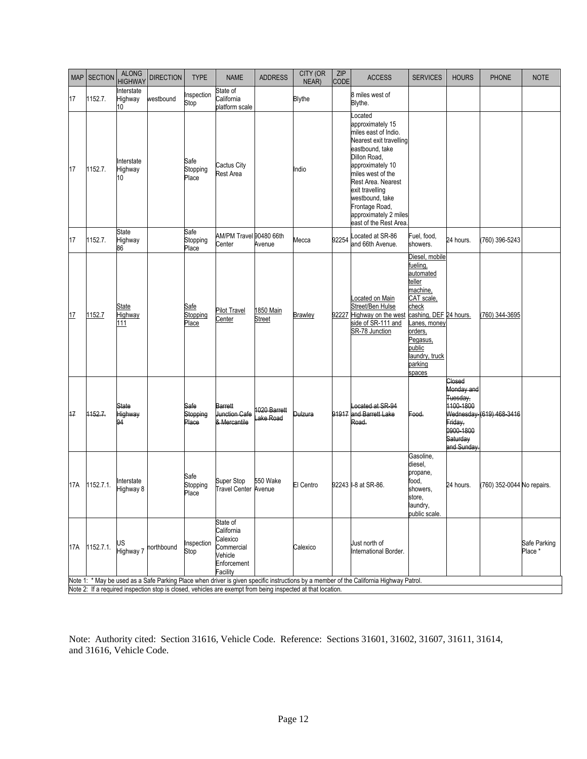| MAP | SECTION | ALONG HIGHWAY | DIRECTION | TYPE | NAME | ADDRESS | CITY (OR NEAR) | ZIP CODE | ACCESS | SERVICES | HOURS | PHONE | NOTE |
|---|---|---|---|---|---|---|---|---|---|---|---|---|---|
| 17 | 1152.7. | Interstate Highway 10 | westbound | Inspection Stop | State of California platform scale | | Blythe | | 8 miles west of Blythe. | | | | |
| 17 | 1152.7. | Interstate Highway 10 | | Safe Stopping Place | Cactus City Rest Area | | Indio | | Located approximately 15 miles east of Indio. Nearest exit travelling eastbound, take Dillon Road, approximately 10 miles west of the Rest Area. Nearest exit travelling westbound, take Frontage Road, approximately 2 miles east of the Rest Area. | | | | |
| 17 | 1152.7. | State Highway 86 | | Safe Stopping Place | AM/PM Travel Center | 90480 66th Avenue | Mecca | 92254 | Located at SR-86 and 66th Avenue. | Fuel, food, showers. | 24 hours. | (760) 396-5243 | |
| 17 | 1152.7 | State Highway 111 | | Safe Stopping Place | Pilot Travel Center | 1850 Main Street | Brawley | 92227 | Located on Main Street/Ben Hulse Highway on the west side of SR-111 and SR-78 Junction | Diesel, mobile fueling, automated teller machine, CAT scale, check cashing, DEF Lanes, money orders, Pegasus, public laundry, truck parking spaces | 24 hours. | (760) 344-3695 | |
| ~~17~~ | ~~1152.7.~~ | ~~State Highway 94~~ | | ~~Safe Stopping Place~~ | ~~Barrett Junction Cafe & Mercantile~~ | ~~1020 Barrett Lake Road~~ | ~~Dulzura~~ | ~~91917~~ | ~~Located at SR-94 and Barrett Lake Road.~~ | ~~Food.~~ | ~~Closed Monday and Tuesday, 1100-1800 Wednesday-Friday, 0900-1800 Saturday and Sunday.~~ | ~~(619) 468-3416~~ | |
| 17A | 1152.7.1. | Interstate Highway 8 | | Safe Stopping Place | Super Stop Travel Center | 550 Wake Avenue | El Centro | 92243 | I-8 at SR-86. | Gasoline, diesel, propane, food, showers, store, laundry, public scale. | 24 hours. | (760) 352-0044 | No repairs. |
| 17A | 1152.7.1. | US Highway 7 | northbound | Inspection Stop | State of California Calexico Commercial Vehicle Enforcement Facility | | Calexico | | Just north of International Border. | | | | Safe Parking Place * |

Note 1: * May be used as a Safe Parking Place when driver is given specific instructions by a member of the California Highway Patrol.

Note 2: If a required inspection stop is closed, vehicles are exempt from being inspected at that location.

Note: Authority cited: Section 31616, Vehicle Code. Reference: Sections 31601, 31602, 31607, 31611, 31614, and 31616, Vehicle Code.